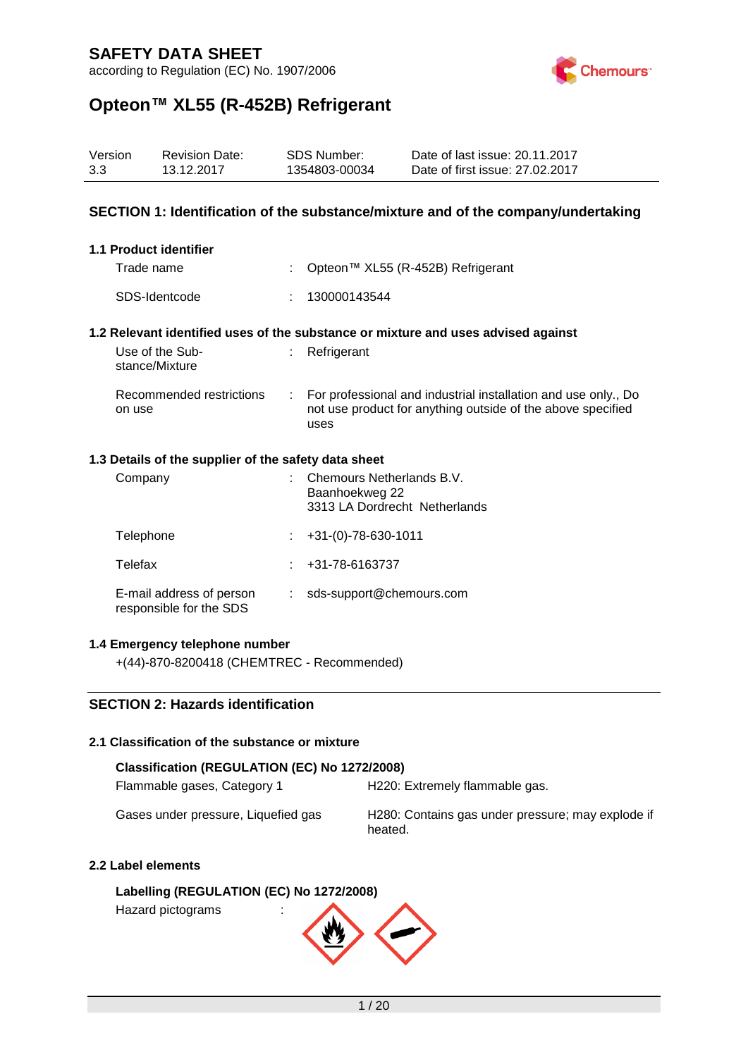# SAFETY DATA SHEET

according to Regulation (EC) No. 1907/2006

## Opteon™ XL55 (R-452B) Refrigerant

| Version | Revision Date: | SDS Number: | Date of last issue: 20.11.2017 |
|---|---|---|---|
| 3.3 | 13.12.2017 | 1354803-00034 | Date of first issue: 27.02.2017 |

## SECTION 1: Identification of the substance/mixture and of the company/undertaking

### 1.1 Product identifier

Trade name : Opteon™ XL55 (R-452B) Refrigerant

SDS-Identcode : 130000143544

### 1.2 Relevant identified uses of the substance or mixture and uses advised against

Use of the Substance/Mixture : Refrigerant

Recommended restrictions on use : For professional and industrial installation and use only., Do not use product for anything outside of the above specified uses

### 1.3 Details of the supplier of the safety data sheet

Company : Chemours Netherlands B.V.
Baanhoekweg 22
3313 LA Dordrecht Netherlands

Telephone : +31-(0)-78-630-1011

Telefax : +31-78-6163737

E-mail address of person responsible for the SDS : sds-support@chemours.com

### 1.4 Emergency telephone number

+(44)-870-8200418 (CHEMTREC - Recommended)

## SECTION 2: Hazards identification

### 2.1 Classification of the substance or mixture

**Classification (REGULATION (EC) No 1272/2008)**

| | |
|---|---|
| Flammable gases, Category 1 | H220: Extremely flammable gas. |
| Gases under pressure, Liquefied gas | H280: Contains gas under pressure; may explode if heated. |

### 2.2 Label elements

**Labelling (REGULATION (EC) No 1272/2008)**

Hazard pictograms :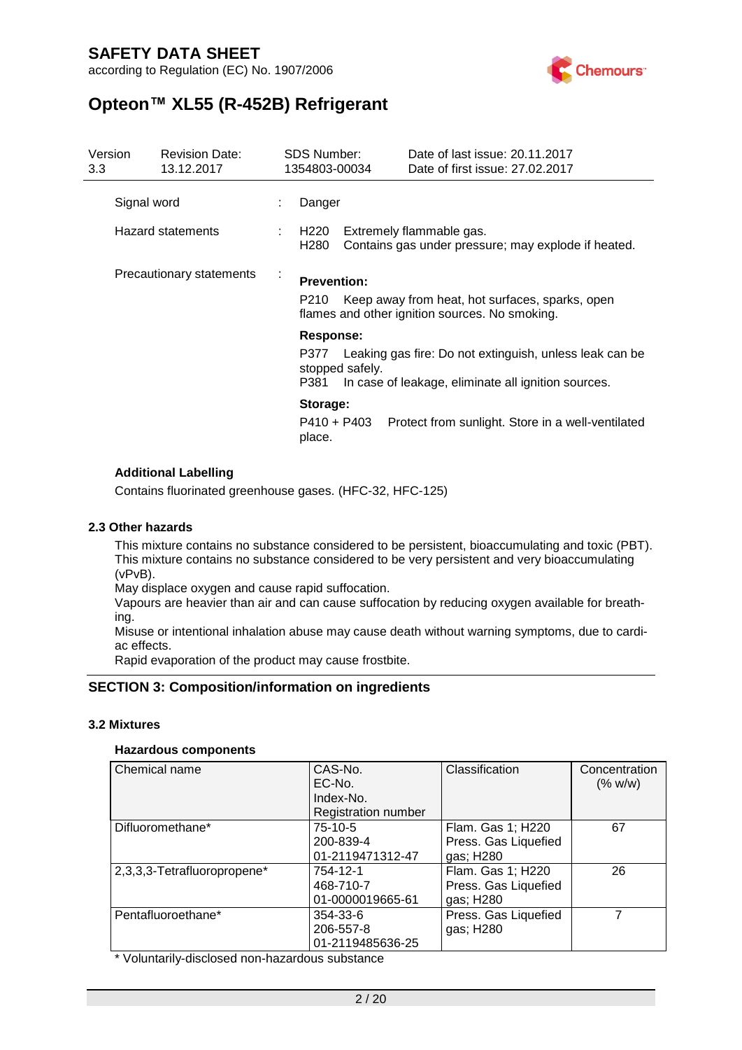| Signal word | : | Danger |
|---|---|---|
| Hazard statements | : | H220 Extremely flammable gas.<br>H280 Contains gas under pressure; may explode if heated. |
| Precautionary statements | : | **Prevention:**<br>P210 Keep away from heat, hot surfaces, sparks, open flames and other ignition sources. No smoking.<br>**Response:**<br>P377 Leaking gas fire: Do not extinguish, unless leak can be stopped safely.<br>P381 In case of leakage, eliminate all ignition sources.<br>**Storage:**<br>P410 + P403 Protect from sunlight. Store in a well-ventilated place. |

**Additional Labelling**

Contains fluorinated greenhouse gases. (HFC-32, HFC-125)

### 2.3 Other hazards

This mixture contains no substance considered to be persistent, bioaccumulating and toxic (PBT).
This mixture contains no substance considered to be very persistent and very bioaccumulating (vPvB).
May displace oxygen and cause rapid suffocation.
Vapours are heavier than air and can cause suffocation by reducing oxygen available for breathing.
Misuse or intentional inhalation abuse may cause death without warning symptoms, due to cardiac effects.
Rapid evaporation of the product may cause frostbite.

## SECTION 3: Composition/information on ingredients

### 3.2 Mixtures

**Hazardous components**

| Chemical name | CAS-No.<br>EC-No.<br>Index-No.<br>Registration number | Classification | Concentration (% w/w) |
|---|---|---|---|
| Difluoromethane* | 75-10-5<br>200-839-4<br>01-2119471312-47 | Flam. Gas 1; H220<br>Press. Gas Liquefied gas; H280 | 67 |
| 2,3,3,3-Tetrafluoropropene* | 754-12-1<br>468-710-7<br>01-0000019665-61 | Flam. Gas 1; H220<br>Press. Gas Liquefied gas; H280 | 26 |
| Pentafluoroethane* | 354-33-6<br>206-557-8<br>01-2119485636-25 | Press. Gas Liquefied gas; H280 | 7 |

* Voluntarily-disclosed non-hazardous substance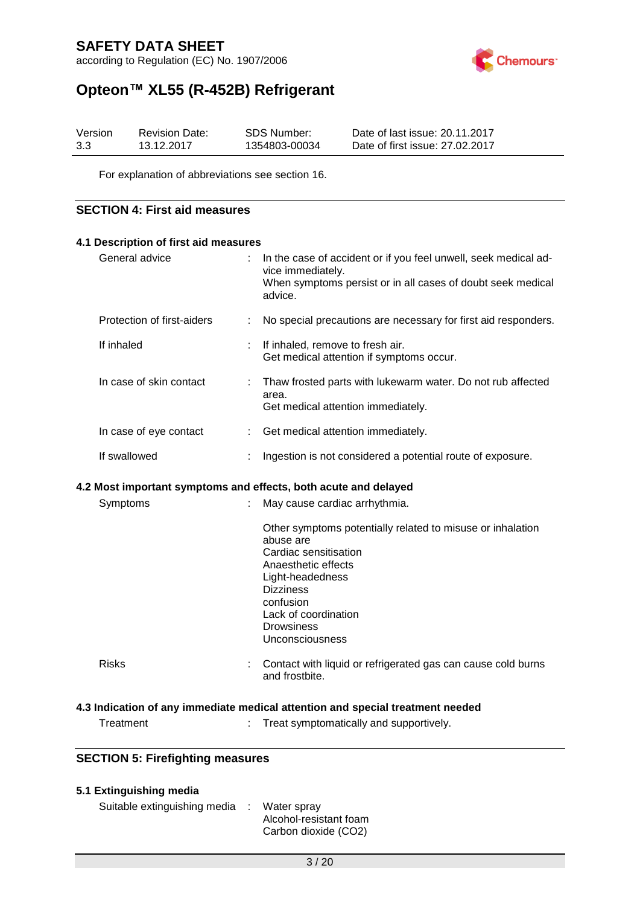For explanation of abbreviations see section 16.

## SECTION 4: First aid measures

### 4.1 Description of first aid measures

| | | |
|---|---|---|
| General advice | : | In the case of accident or if you feel unwell, seek medical advice immediately. When symptoms persist or in all cases of doubt seek medical advice. |
| Protection of first-aiders | : | No special precautions are necessary for first aid responders. |
| If inhaled | : | If inhaled, remove to fresh air. Get medical attention if symptoms occur. |
| In case of skin contact | : | Thaw frosted parts with lukewarm water. Do not rub affected area. Get medical attention immediately. |
| In case of eye contact | : | Get medical attention immediately. |
| If swallowed | : | Ingestion is not considered a potential route of exposure. |

### 4.2 Most important symptoms and effects, both acute and delayed

Symptoms : May cause cardiac arrhythmia.

Other symptoms potentially related to misuse or inhalation abuse are
Cardiac sensitisation
Anaesthetic effects
Light-headedness
Dizziness
confusion
Lack of coordination
Drowsiness
Unconsciousness

Risks : Contact with liquid or refrigerated gas can cause cold burns and frostbite.

### 4.3 Indication of any immediate medical attention and special treatment needed

Treatment : Treat symptomatically and supportively.

## SECTION 5: Firefighting measures

### 5.1 Extinguishing media

Suitable extinguishing media : Water spray
Alcohol-resistant foam
Carbon dioxide ($CO_2$)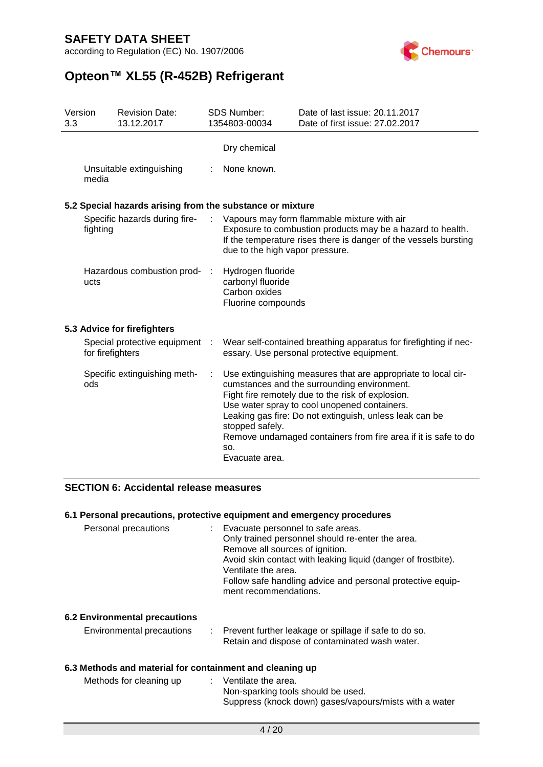| | | |
|---|---|---|
| | | Dry chemical |
| Unsuitable extinguishing media | : | None known. |

**5.2 Special hazards arising from the substance or mixture**

| | | |
|---|---|---|
| Specific hazards during fire-fighting | : | Vapours may form flammable mixture with air<br>Exposure to combustion products may be a hazard to health.<br>If the temperature rises there is danger of the vessels bursting due to the high vapor pressure. |
| Hazardous combustion products | : | Hydrogen fluoride<br>carbonyl fluoride<br>Carbon oxides<br>Fluorine compounds |

**5.3 Advice for firefighters**

| | | |
|---|---|---|
| Special protective equipment for firefighters | : | Wear self-contained breathing apparatus for firefighting if necessary. Use personal protective equipment. |
| Specific extinguishing methods | : | Use extinguishing measures that are appropriate to local circumstances and the surrounding environment.<br>Fight fire remotely due to the risk of explosion.<br>Use water spray to cool unopened containers.<br>Leaking gas fire: Do not extinguish, unless leak can be stopped safely.<br>Remove undamaged containers from fire area if it is safe to do so.<br>Evacuate area. |

## SECTION 6: Accidental release measures

**6.1 Personal precautions, protective equipment and emergency procedures**

| | | |
|---|---|---|
| Personal precautions | : | Evacuate personnel to safe areas.<br>Only trained personnel should re-enter the area.<br>Remove all sources of ignition.<br>Avoid skin contact with leaking liquid (danger of frostbite).<br>Ventilate the area.<br>Follow safe handling advice and personal protective equipment recommendations. |

**6.2 Environmental precautions**

| | | |
|---|---|---|
| Environmental precautions | : | Prevent further leakage or spillage if safe to do so.<br>Retain and dispose of contaminated wash water. |

**6.3 Methods and material for containment and cleaning up**

| | | |
|---|---|---|
| Methods for cleaning up | : | Ventilate the area.<br>Non-sparking tools should be used.<br>Suppress (knock down) gases/vapours/mists with a water |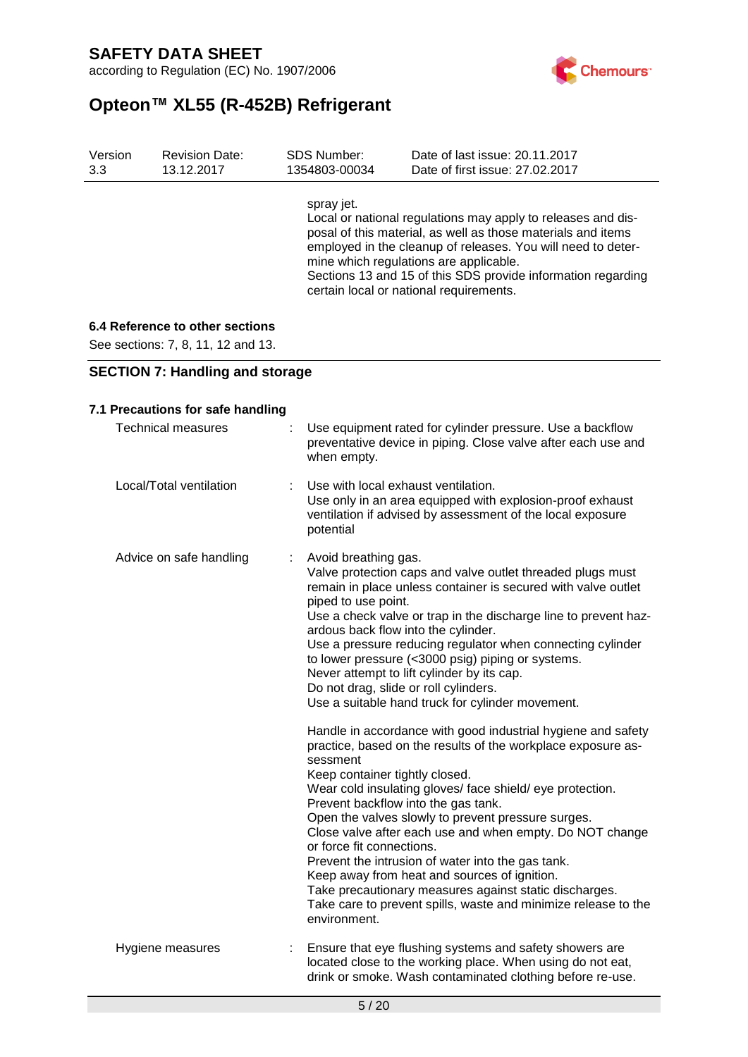spray jet.
Local or national regulations may apply to releases and disposal of this material, as well as those materials and items employed in the cleanup of releases. You will need to determine which regulations are applicable.
Sections 13 and 15 of this SDS provide information regarding certain local or national requirements.

**6.4 Reference to other sections**

See sections: 7, 8, 11, 12 and 13.

## SECTION 7: Handling and storage

**7.1 Precautions for safe handling**

| | | |
|---|---|---|
| Technical measures | : | Use equipment rated for cylinder pressure. Use a backflow preventative device in piping. Close valve after each use and when empty. |
| Local/Total ventilation | : | Use with local exhaust ventilation.<br>Use only in an area equipped with explosion-proof exhaust ventilation if advised by assessment of the local exposure potential |
| Advice on safe handling | : | Avoid breathing gas.<br>Valve protection caps and valve outlet threaded plugs must remain in place unless container is secured with valve outlet piped to use point.<br>Use a check valve or trap in the discharge line to prevent hazardous back flow into the cylinder.<br>Use a pressure reducing regulator when connecting cylinder to lower pressure (<3000 psig) piping or systems.<br>Never attempt to lift cylinder by its cap.<br>Do not drag, slide or roll cylinders.<br>Use a suitable hand truck for cylinder movement.<br><br>Handle in accordance with good industrial hygiene and safety practice, based on the results of the workplace exposure assessment<br>Keep container tightly closed.<br>Wear cold insulating gloves/ face shield/ eye protection.<br>Prevent backflow into the gas tank.<br>Open the valves slowly to prevent pressure surges.<br>Close valve after each use and when empty. Do NOT change or force fit connections.<br>Prevent the intrusion of water into the gas tank.<br>Keep away from heat and sources of ignition.<br>Take precautionary measures against static discharges.<br>Take care to prevent spills, waste and minimize release to the environment. |
| Hygiene measures | : | Ensure that eye flushing systems and safety showers are located close to the working place. When using do not eat, drink or smoke. Wash contaminated clothing before re-use. |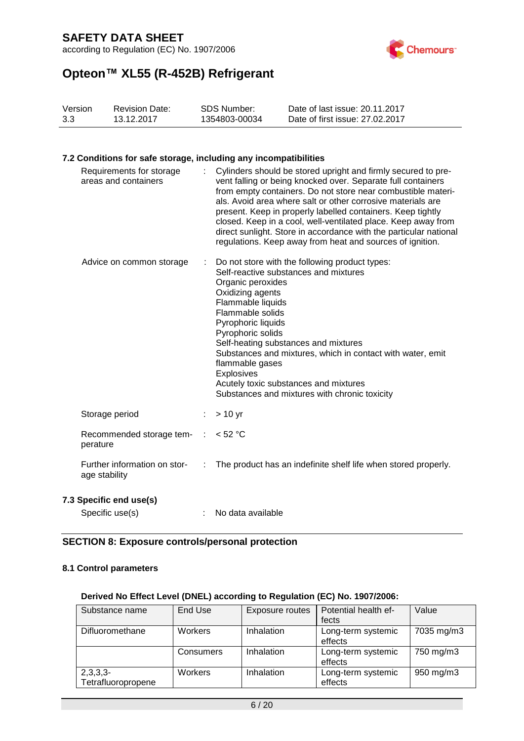### 7.2 Conditions for safe storage, including any incompatibilities

Requirements for storage areas and containers : Cylinders should be stored upright and firmly secured to prevent falling or being knocked over. Separate full containers from empty containers. Do not store near combustible materials. Avoid area where salt or other corrosive materials are present. Keep in properly labelled containers. Keep tightly closed. Keep in a cool, well-ventilated place. Keep away from direct sunlight. Store in accordance with the particular national regulations. Keep away from heat and sources of ignition.

Advice on common storage : Do not store with the following product types:
Self-reactive substances and mixtures
Organic peroxides
Oxidizing agents
Flammable liquids
Flammable solids
Pyrophoric liquids
Pyrophoric solids
Self-heating substances and mixtures
Substances and mixtures, which in contact with water, emit flammable gases
Explosives
Acutely toxic substances and mixtures
Substances and mixtures with chronic toxicity

Storage period : > 10 yr

Recommended storage temperature : < 52 °C

Further information on storage stability : The product has an indefinite shelf life when stored properly.

### 7.3 Specific end use(s)

Specific use(s) : No data available

## SECTION 8: Exposure controls/personal protection

### 8.1 Control parameters

**Derived No Effect Level (DNEL) according to Regulation (EC) No. 1907/2006:**

| Substance name | End Use | Exposure routes | Potential health effects | Value |
|---|---|---|---|---|
| Difluoromethane | Workers | Inhalation | Long-term systemic effects | 7035 mg/m3 |
| | Consumers | Inhalation | Long-term systemic effects | 750 mg/m3 |
| 2,3,3,3-Tetrafluoropropene | Workers | Inhalation | Long-term systemic effects | 950 mg/m3 |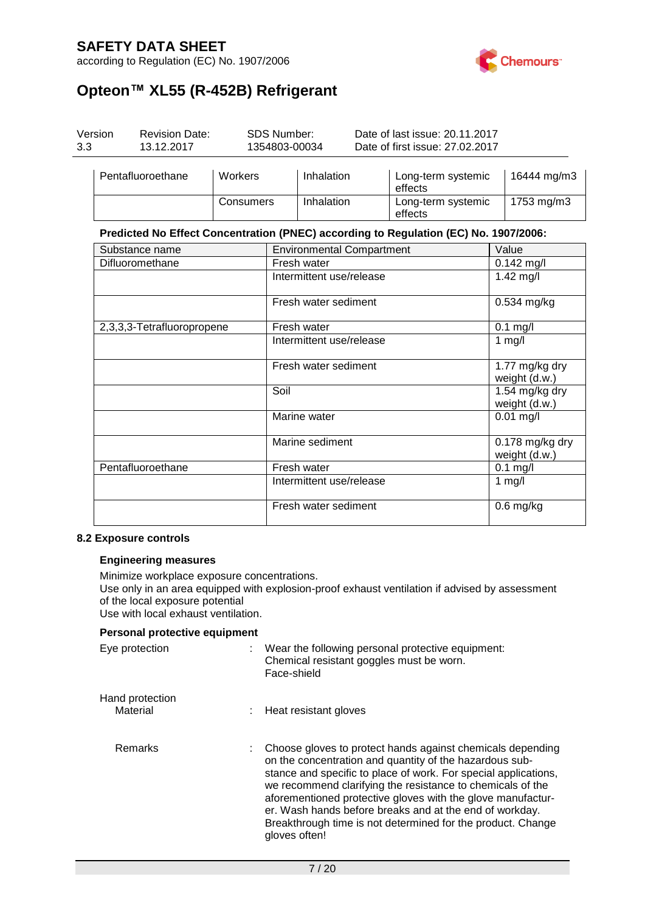| Pentafluoroethane | Workers | Inhalation | Long-term systemic effects | 16444 mg/m3 |
|---|---|---|---|---|
| | Consumers | Inhalation | Long-term systemic effects | 1753 mg/m3 |

**Predicted No Effect Concentration (PNEC) according to Regulation (EC) No. 1907/2006:**

| Substance name | Environmental Compartment | Value |
|---|---|---|
| Difluoromethane | Fresh water | 0.142 mg/l |
| | Intermittent use/release | 1.42 mg/l |
| | Fresh water sediment | 0.534 mg/kg |
| 2,3,3,3-Tetrafluoropropene | Fresh water | 0.1 mg/l |
| | Intermittent use/release | 1 mg/l |
| | Fresh water sediment | 1.77 mg/kg dry weight (d.w.) |
| | Soil | 1.54 mg/kg dry weight (d.w.) |
| | Marine water | 0.01 mg/l |
| | Marine sediment | 0.178 mg/kg dry weight (d.w.) |
| Pentafluoroethane | Fresh water | 0.1 mg/l |
| | Intermittent use/release | 1 mg/l |
| | Fresh water sediment | 0.6 mg/kg |

### 8.2 Exposure controls

**Engineering measures**

Minimize workplace exposure concentrations.
Use only in an area equipped with explosion-proof exhaust ventilation if advised by assessment of the local exposure potential
Use with local exhaust ventilation.

**Personal protective equipment**

Eye protection : Wear the following personal protective equipment:
Chemical resistant goggles must be worn.
Face-shield

Hand protection
Material : Heat resistant gloves

Remarks : Choose gloves to protect hands against chemicals depending on the concentration and quantity of the hazardous substance and specific to place of work. For special applications, we recommend clarifying the resistance to chemicals of the aforementioned protective gloves with the glove manufacturer. Wash hands before breaks and at the end of workday. Breakthrough time is not determined for the product. Change gloves often!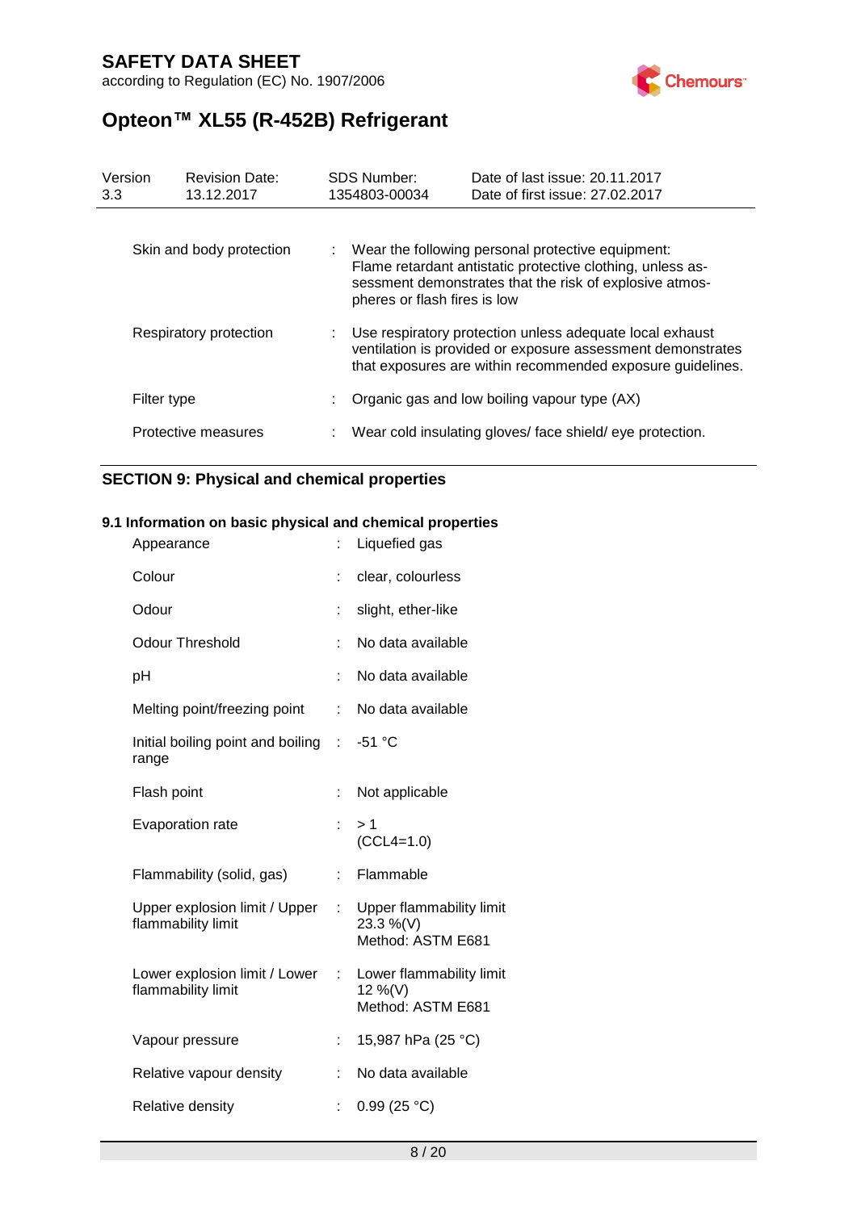| | | |
|---|---|---|
| Skin and body protection | : | Wear the following personal protective equipment: Flame retardant antistatic protective clothing, unless assessment demonstrates that the risk of explosive atmospheres or flash fires is low |
| Respiratory protection | : | Use respiratory protection unless adequate local exhaust ventilation is provided or exposure assessment demonstrates that exposures are within recommended exposure guidelines. |
| Filter type | : | Organic gas and low boiling vapour type (AX) |
| Protective measures | : | Wear cold insulating gloves/ face shield/ eye protection. |

## SECTION 9: Physical and chemical properties

### 9.1 Information on basic physical and chemical properties

| | | |
|---|---|---|
| Appearance | : | Liquefied gas |
| Colour | : | clear, colourless |
| Odour | : | slight, ether-like |
| Odour Threshold | : | No data available |
| pH | : | No data available |
| Melting point/freezing point | : | No data available |
| Initial boiling point and boiling range | : | -51 °C |
| Flash point | : | Not applicable |
| Evaporation rate | : | > 1<br>($CCL_4$=1.0) |
| Flammability (solid, gas) | : | Flammable |
| Upper explosion limit / Upper flammability limit | : | Upper flammability limit<br>23.3 %(V)<br>Method: ASTM E681 |
| Lower explosion limit / Lower flammability limit | : | Lower flammability limit<br>12 %(V)<br>Method: ASTM E681 |
| Vapour pressure | : | 15,987 hPa (25 °C) |
| Relative vapour density | : | No data available |
| Relative density | : | 0.99 (25 °C) |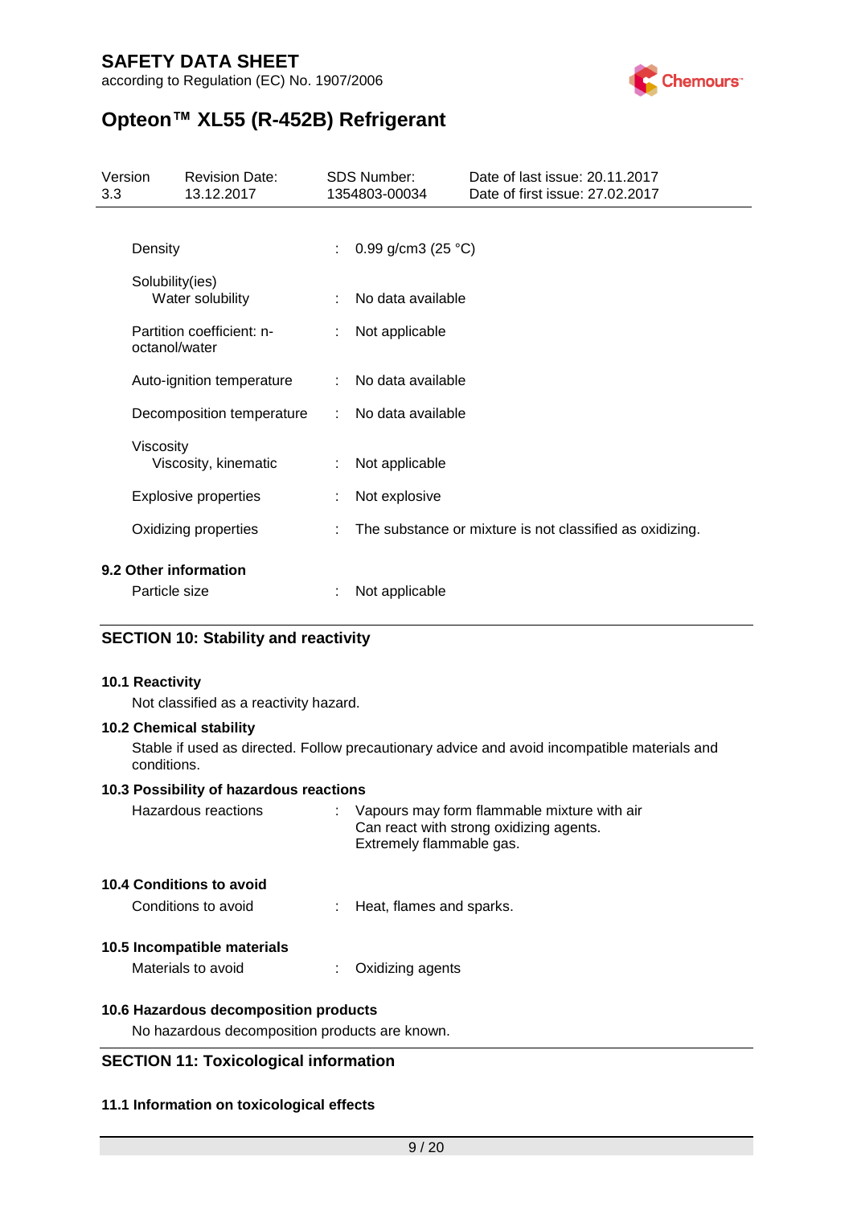| | | |
|---|---|---|
| Density | : | 0.99 g/cm3 (25 °C) |
| Solubility(ies)<br>Water solubility | : | No data available |
| Partition coefficient: n-octanol/water | : | Not applicable |
| Auto-ignition temperature | : | No data available |
| Decomposition temperature | : | No data available |
| Viscosity<br>Viscosity, kinematic | : | Not applicable |
| Explosive properties | : | Not explosive |
| Oxidizing properties | : | The substance or mixture is not classified as oxidizing. |

### 9.2 Other information

| | | |
|---|---|---|
| Particle size | : | Not applicable |

## SECTION 10: Stability and reactivity

### 10.1 Reactivity

Not classified as a reactivity hazard.

### 10.2 Chemical stability

Stable if used as directed. Follow precautionary advice and avoid incompatible materials and conditions.

### 10.3 Possibility of hazardous reactions

| | | |
|---|---|---|
| Hazardous reactions | : | Vapours may form flammable mixture with air<br>Can react with strong oxidizing agents.<br>Extremely flammable gas. |

### 10.4 Conditions to avoid

| | | |
|---|---|---|
| Conditions to avoid | : | Heat, flames and sparks. |

### 10.5 Incompatible materials

| | | |
|---|---|---|
| Materials to avoid | : | Oxidizing agents |

### 10.6 Hazardous decomposition products

No hazardous decomposition products are known.

## SECTION 11: Toxicological information

### 11.1 Information on toxicological effects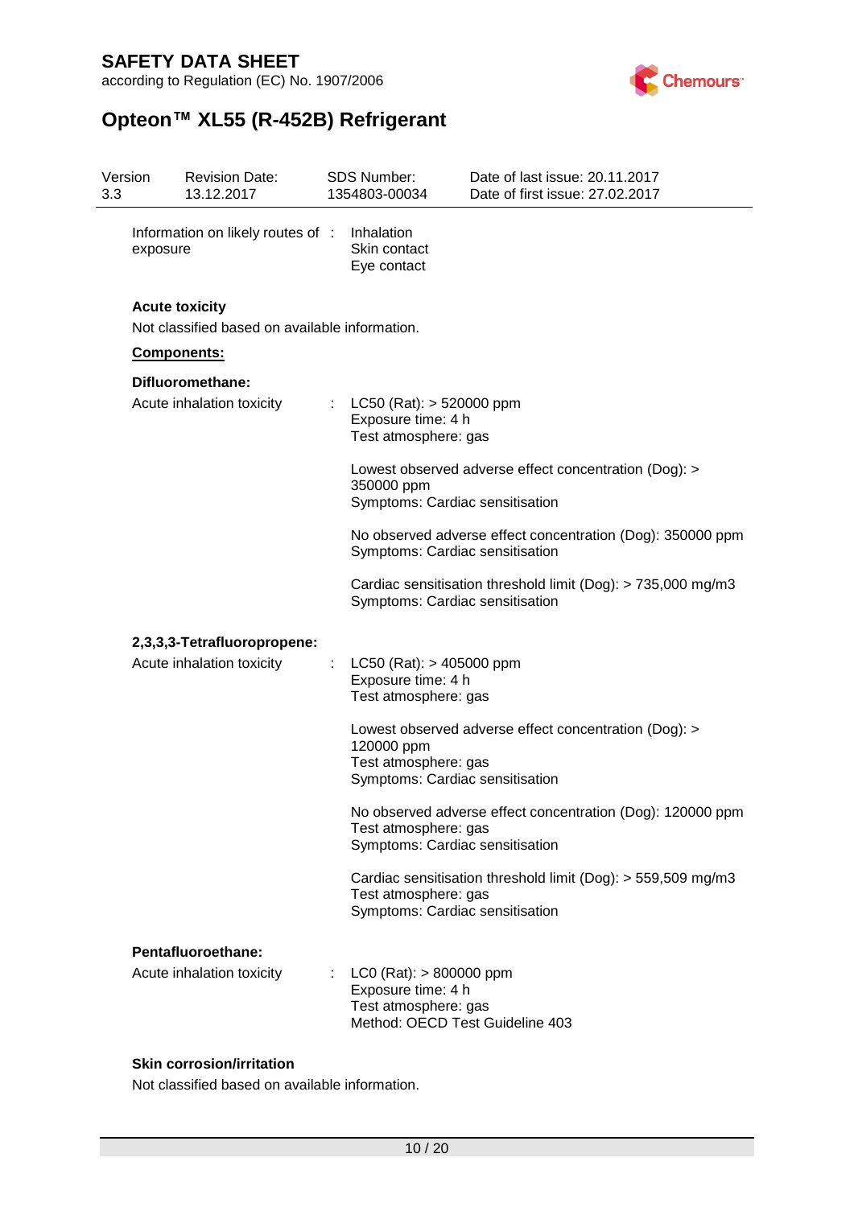Information on likely routes of exposure : Inhalation
Skin contact
Eye contact

**Acute toxicity**

Not classified based on available information.

**Components:**

**Difluoromethane:**

Acute inhalation toxicity : LC50 (Rat): > 520000 ppm
Exposure time: 4 h
Test atmosphere: gas

Lowest observed adverse effect concentration (Dog): > 350000 ppm
Symptoms: Cardiac sensitisation

No observed adverse effect concentration (Dog): 350000 ppm
Symptoms: Cardiac sensitisation

Cardiac sensitisation threshold limit (Dog): > 735,000 mg/m3
Symptoms: Cardiac sensitisation

**2,3,3,3-Tetrafluoropropene:**

Acute inhalation toxicity : LC50 (Rat): > 405000 ppm
Exposure time: 4 h
Test atmosphere: gas

Lowest observed adverse effect concentration (Dog): > 120000 ppm
Test atmosphere: gas
Symptoms: Cardiac sensitisation

No observed adverse effect concentration (Dog): 120000 ppm
Test atmosphere: gas
Symptoms: Cardiac sensitisation

Cardiac sensitisation threshold limit (Dog): > 559,509 mg/m3
Test atmosphere: gas
Symptoms: Cardiac sensitisation

**Pentafluoroethane:**

Acute inhalation toxicity : LC0 (Rat): > 800000 ppm
Exposure time: 4 h
Test atmosphere: gas
Method: OECD Test Guideline 403

**Skin corrosion/irritation**

Not classified based on available information.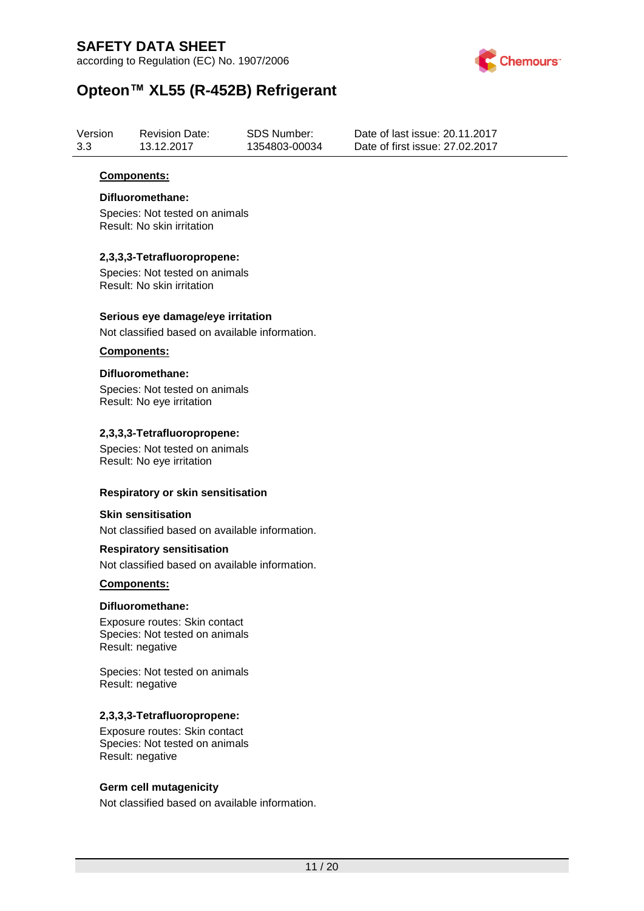**Components:**

**Difluoromethane:**

Species: Not tested on animals
Result: No skin irritation

**2,3,3,3-Tetrafluoropropene:**

Species: Not tested on animals
Result: No skin irritation

**Serious eye damage/eye irritation**

Not classified based on available information.

**Components:**

**Difluoromethane:**

Species: Not tested on animals
Result: No eye irritation

**2,3,3,3-Tetrafluoropropene:**

Species: Not tested on animals
Result: No eye irritation

**Respiratory or skin sensitisation**

**Skin sensitisation**

Not classified based on available information.

**Respiratory sensitisation**

Not classified based on available information.

**Components:**

**Difluoromethane:**

Exposure routes: Skin contact
Species: Not tested on animals
Result: negative

Species: Not tested on animals
Result: negative

**2,3,3,3-Tetrafluoropropene:**

Exposure routes: Skin contact
Species: Not tested on animals
Result: negative

**Germ cell mutagenicity**

Not classified based on available information.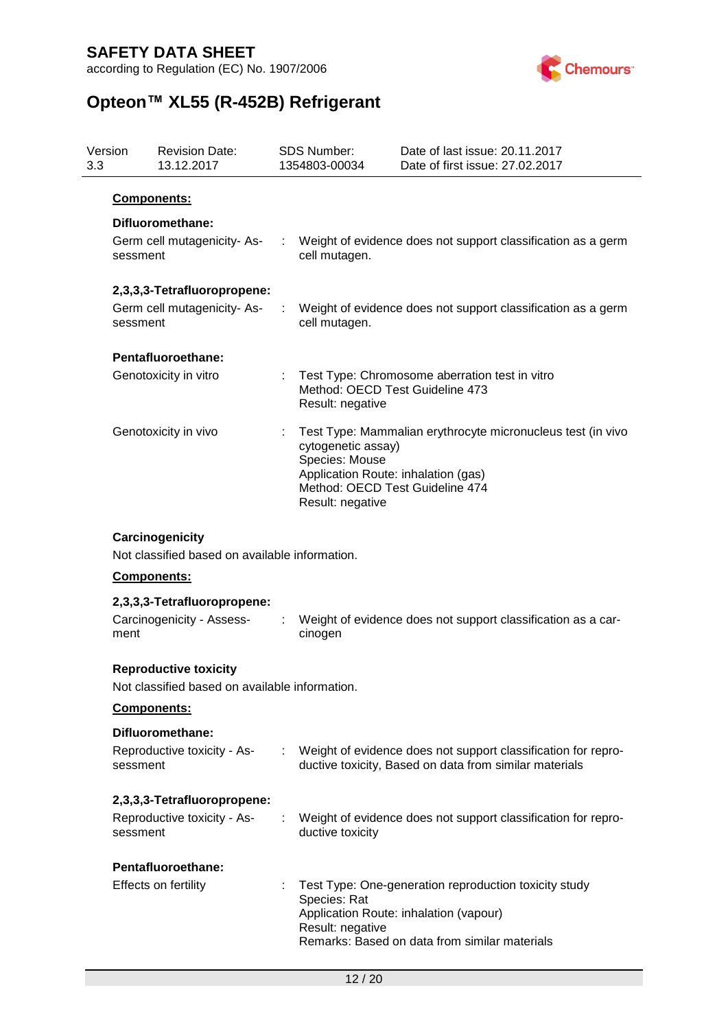**Components:**

**Difluoromethane:**

Germ cell mutagenicity- Assessment : Weight of evidence does not support classification as a germ cell mutagen.

**2,3,3,3-Tetrafluoropropene:**

Germ cell mutagenicity- Assessment : Weight of evidence does not support classification as a germ cell mutagen.

**Pentafluoroethane:**

Genotoxicity in vitro : Test Type: Chromosome aberration test in vitro
Method: OECD Test Guideline 473
Result: negative

Genotoxicity in vivo : Test Type: Mammalian erythrocyte micronucleus test (in vivo cytogenetic assay)
Species: Mouse
Application Route: inhalation (gas)
Method: OECD Test Guideline 474
Result: negative

**Carcinogenicity**

Not classified based on available information.

**Components:**

**2,3,3,3-Tetrafluoropropene:**

Carcinogenicity - Assessment : Weight of evidence does not support classification as a carcinogen

**Reproductive toxicity**

Not classified based on available information.

**Components:**

**Difluoromethane:**

Reproductive toxicity - Assessment : Weight of evidence does not support classification for reproductive toxicity, Based on data from similar materials

**2,3,3,3-Tetrafluoropropene:**

Reproductive toxicity - Assessment : Weight of evidence does not support classification for reproductive toxicity

**Pentafluoroethane:**

Effects on fertility : Test Type: One-generation reproduction toxicity study
Species: Rat
Application Route: inhalation (vapour)
Result: negative
Remarks: Based on data from similar materials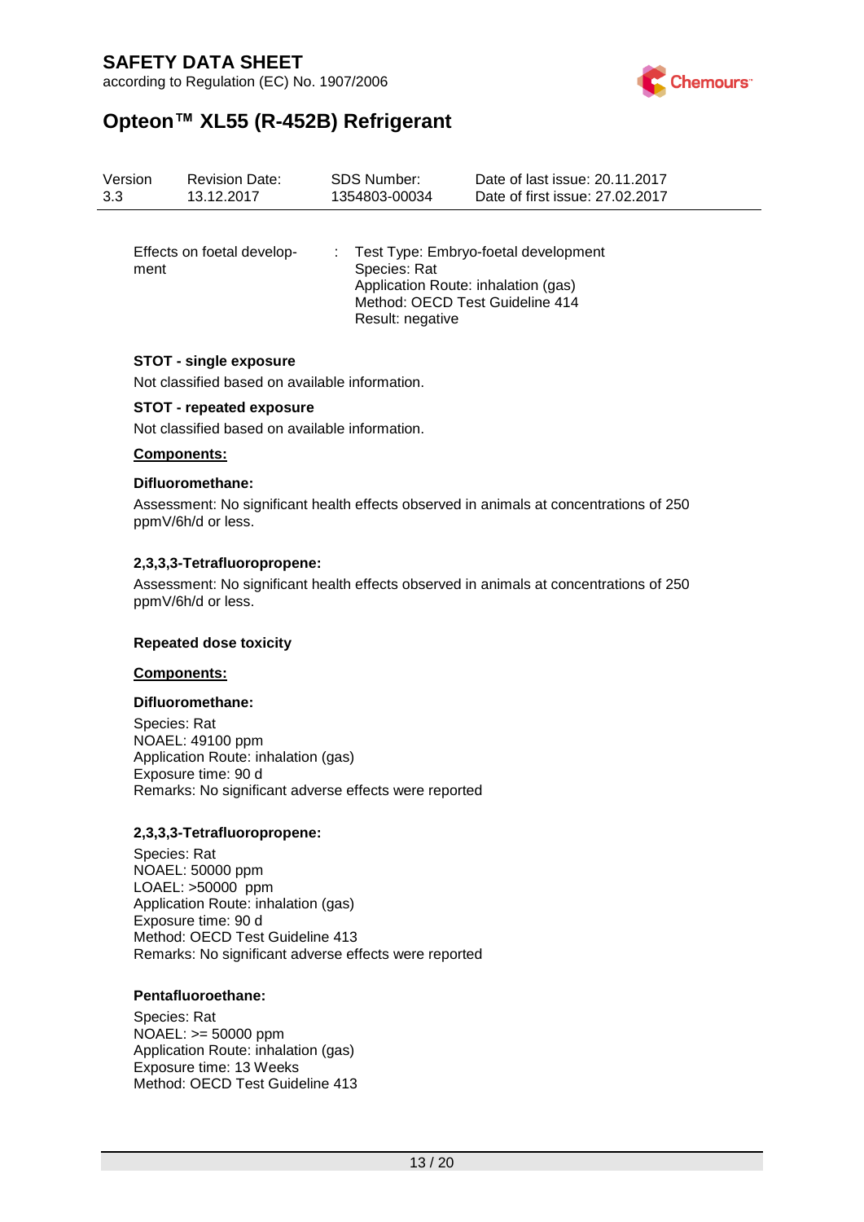| | | |
|---|---|---|
| Effects on foetal development | : | Test Type: Embryo-foetal development<br>Species: Rat<br>Application Route: inhalation (gas)<br>Method: OECD Test Guideline 414<br>Result: negative |

**STOT - single exposure**

Not classified based on available information.

**STOT - repeated exposure**

Not classified based on available information.

**Components:**

**Difluoromethane:**

Assessment: No significant health effects observed in animals at concentrations of 250 ppmV/6h/d or less.

**2,3,3,3-Tetrafluoropropene:**

Assessment: No significant health effects observed in animals at concentrations of 250 ppmV/6h/d or less.

**Repeated dose toxicity**

**Components:**

**Difluoromethane:**

Species: Rat
NOAEL: 49100 ppm
Application Route: inhalation (gas)
Exposure time: 90 d
Remarks: No significant adverse effects were reported

**2,3,3,3-Tetrafluoropropene:**

Species: Rat
NOAEL: 50000 ppm
LOAEL: >50000 ppm
Application Route: inhalation (gas)
Exposure time: 90 d
Method: OECD Test Guideline 413
Remarks: No significant adverse effects were reported

**Pentafluoroethane:**

Species: Rat
NOAEL: >= 50000 ppm
Application Route: inhalation (gas)
Exposure time: 13 Weeks
Method: OECD Test Guideline 413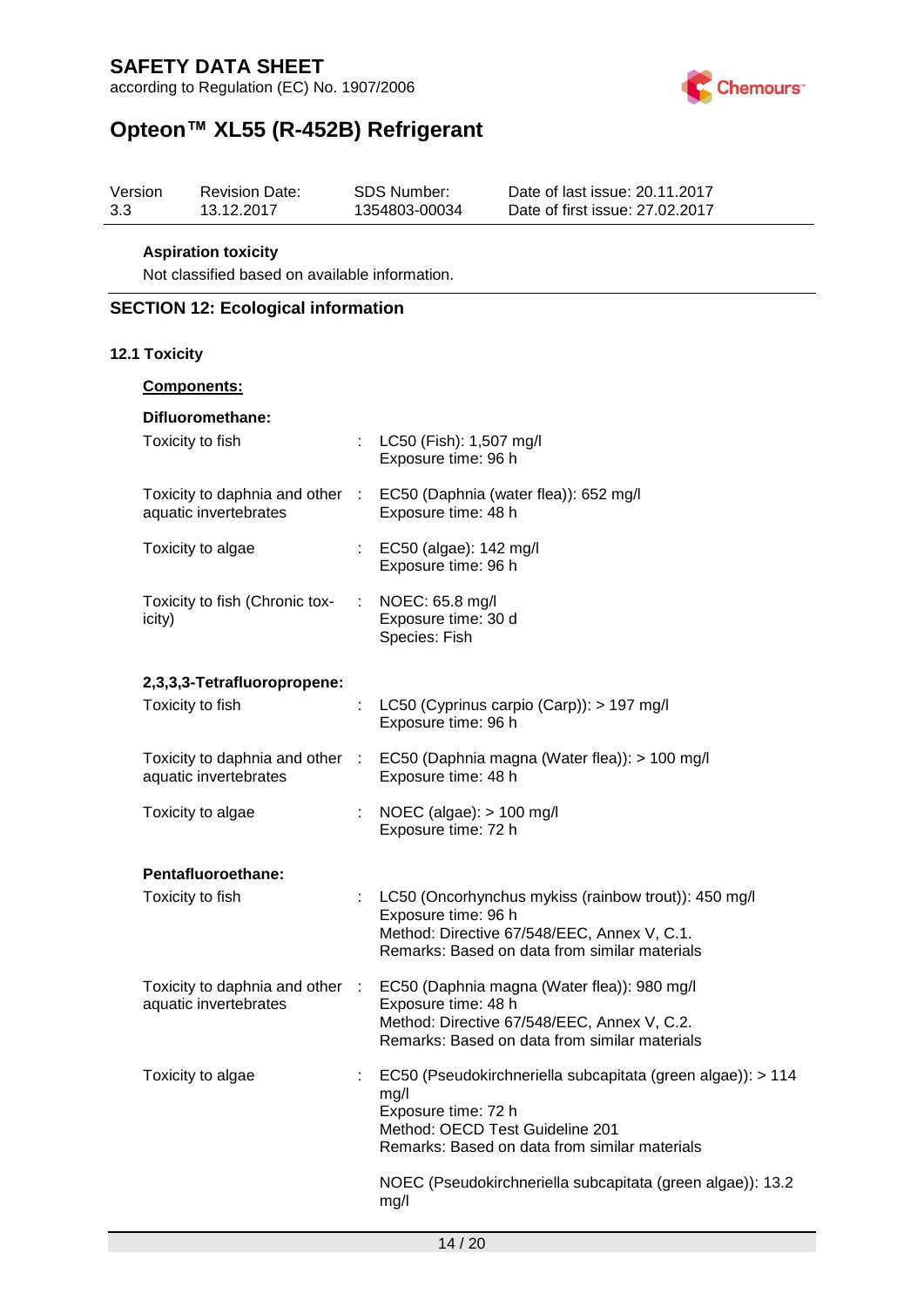**Aspiration toxicity**

Not classified based on available information.

## SECTION 12: Ecological information

### 12.1 Toxicity

**Components:**

**Difluoromethane:**

| | | |
|---|---|---|
| Toxicity to fish | : | LC50 (Fish): 1,507 mg/l<br>Exposure time: 96 h |
| Toxicity to daphnia and other aquatic invertebrates | : | EC50 (Daphnia (water flea)): 652 mg/l<br>Exposure time: 48 h |
| Toxicity to algae | : | EC50 (algae): 142 mg/l<br>Exposure time: 96 h |
| Toxicity to fish (Chronic toxicity) | : | NOEC: 65.8 mg/l<br>Exposure time: 30 d<br>Species: Fish |

**2,3,3,3-Tetrafluoropropene:**

| | | |
|---|---|---|
| Toxicity to fish | : | LC50 (Cyprinus carpio (Carp)): > 197 mg/l<br>Exposure time: 96 h |
| Toxicity to daphnia and other aquatic invertebrates | : | EC50 (Daphnia magna (Water flea)): > 100 mg/l<br>Exposure time: 48 h |
| Toxicity to algae | : | NOEC (algae): > 100 mg/l<br>Exposure time: 72 h |

**Pentafluoroethane:**

| | | |
|---|---|---|
| Toxicity to fish | : | LC50 (Oncorhynchus mykiss (rainbow trout)): 450 mg/l<br>Exposure time: 96 h<br>Method: Directive 67/548/EEC, Annex V, C.1.<br>Remarks: Based on data from similar materials |
| Toxicity to daphnia and other aquatic invertebrates | : | EC50 (Daphnia magna (Water flea)): 980 mg/l<br>Exposure time: 48 h<br>Method: Directive 67/548/EEC, Annex V, C.2.<br>Remarks: Based on data from similar materials |
| Toxicity to algae | : | EC50 (Pseudokirchneriella subcapitata (green algae)): > 114 mg/l<br>Exposure time: 72 h<br>Method: OECD Test Guideline 201<br>Remarks: Based on data from similar materials<br><br>NOEC (Pseudokirchneriella subcapitata (green algae)): 13.2 mg/l |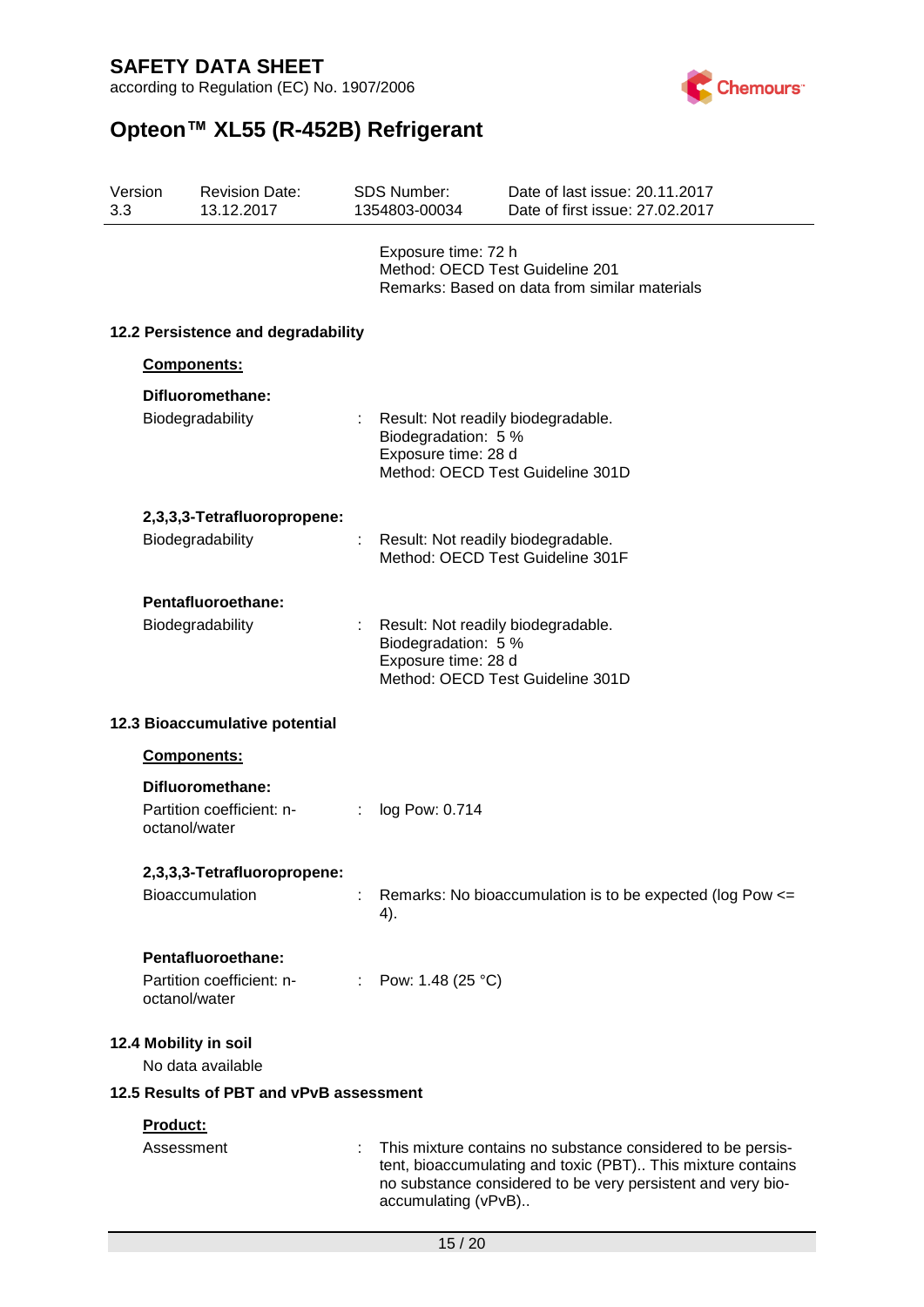Exposure time: 72 h
Method: OECD Test Guideline 201
Remarks: Based on data from similar materials

### 12.2 Persistence and degradability

**Components:**

**Difluoromethane:**

Biodegradability : Result: Not readily biodegradable.
Biodegradation: 5 %
Exposure time: 28 d
Method: OECD Test Guideline 301D

**2,3,3,3-Tetrafluoropropene:**

Biodegradability : Result: Not readily biodegradable.
Method: OECD Test Guideline 301F

**Pentafluoroethane:**

Biodegradability : Result: Not readily biodegradable.
Biodegradation: 5 %
Exposure time: 28 d
Method: OECD Test Guideline 301D

### 12.3 Bioaccumulative potential

**Components:**

**Difluoromethane:**

Partition coefficient: n-octanol/water : log Pow: 0.714

**2,3,3,3-Tetrafluoropropene:**

Bioaccumulation : Remarks: No bioaccumulation is to be expected (log Pow <= 4).

**Pentafluoroethane:**

Partition coefficient: n-octanol/water : Pow: 1.48 (25 °C)

### 12.4 Mobility in soil

No data available

### 12.5 Results of PBT and vPvB assessment

**Product:**

Assessment : This mixture contains no substance considered to be persistent, bioaccumulating and toxic (PBT).. This mixture contains no substance considered to be very persistent and very bioaccumulating (vPvB)..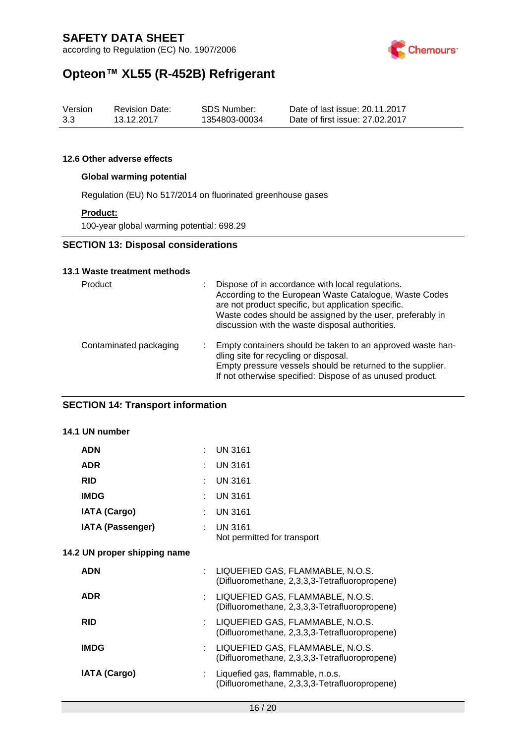#### 12.6 Other adverse effects

**Global warming potential**

Regulation (EU) No 517/2014 on fluorinated greenhouse gases

**Product:**

100-year global warming potential: 698.29

## SECTION 13: Disposal considerations

#### 13.1 Waste treatment methods

| | | |
|---|---|---|
| Product | : | Dispose of in accordance with local regulations. According to the European Waste Catalogue, Waste Codes are not product specific, but application specific. Waste codes should be assigned by the user, preferably in discussion with the waste disposal authorities. |
| Contaminated packaging | : | Empty containers should be taken to an approved waste handling site for recycling or disposal. Empty pressure vessels should be returned to the supplier. If not otherwise specified: Dispose of as unused product. |

## SECTION 14: Transport information

#### 14.1 UN number

| | | |
|---|---|---|
| **ADN** | : | UN 3161 |
| **ADR** | : | UN 3161 |
| **RID** | : | UN 3161 |
| **IMDG** | : | UN 3161 |
| **IATA (Cargo)** | : | UN 3161 |
| **IATA (Passenger)** | : | UN 3161<br>Not permitted for transport |

#### 14.2 UN proper shipping name

| | | |
|---|---|---|
| **ADN** | : | LIQUEFIED GAS, FLAMMABLE, N.O.S.<br>(Difluoromethane, 2,3,3,3-Tetrafluoropropene) |
| **ADR** | : | LIQUEFIED GAS, FLAMMABLE, N.O.S.<br>(Difluoromethane, 2,3,3,3-Tetrafluoropropene) |
| **RID** | : | LIQUEFIED GAS, FLAMMABLE, N.O.S.<br>(Difluoromethane, 2,3,3,3-Tetrafluoropropene) |
| **IMDG** | : | LIQUEFIED GAS, FLAMMABLE, N.O.S.<br>(Difluoromethane, 2,3,3,3-Tetrafluoropropene) |
| **IATA (Cargo)** | : | Liquefied gas, flammable, n.o.s.<br>(Difluoromethane, 2,3,3,3-Tetrafluoropropene) |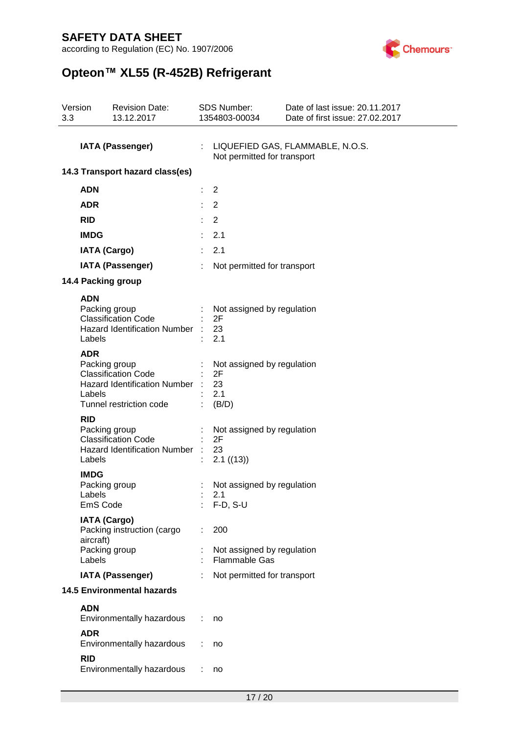| | | |
|---|---|---|
| **IATA (Passenger)** | : | LIQUEFIED GAS, FLAMMABLE, N.O.S. Not permitted for transport |

### 14.3 Transport hazard class(es)

| | | |
|---|---|---|
| **ADN** | : | 2 |
| **ADR** | : | 2 |
| **RID** | : | 2 |
| **IMDG** | : | 2.1 |
| **IATA (Cargo)** | : | 2.1 |
| **IATA (Passenger)** | : | Not permitted for transport |

### 14.4 Packing group

**ADN**

| | | |
|---|---|---|
| Packing group | : | Not assigned by regulation |
| Classification Code | : | 2F |
| Hazard Identification Number | : | 23 |
| Labels | : | 2.1 |

**ADR**

| | | |
|---|---|---|
| Packing group | : | Not assigned by regulation |
| Classification Code | : | 2F |
| Hazard Identification Number | : | 23 |
| Labels | : | 2.1 |
| Tunnel restriction code | : | (B/D) |

**RID**

| | | |
|---|---|---|
| Packing group | : | Not assigned by regulation |
| Classification Code | : | 2F |
| Hazard Identification Number | : | 23 |
| Labels | : | 2.1 ((13)) |

**IMDG**

| | | |
|---|---|---|
| Packing group | : | Not assigned by regulation |
| Labels | : | 2.1 |
| EmS Code | : | F-D, S-U |

**IATA (Cargo)**

| | | |
|---|---|---|
| Packing instruction (cargo aircraft) | : | 200 |
| Packing group | : | Not assigned by regulation |
| Labels | : | Flammable Gas |

| | | |
|---|---|---|
| **IATA (Passenger)** | : | Not permitted for transport |

### 14.5 Environmental hazards

**ADN**

| | | |
|---|---|---|
| Environmentally hazardous | : | no |

**ADR**

| | | |
|---|---|---|
| Environmentally hazardous | : | no |

**RID**

| | | |
|---|---|---|
| Environmentally hazardous | : | no |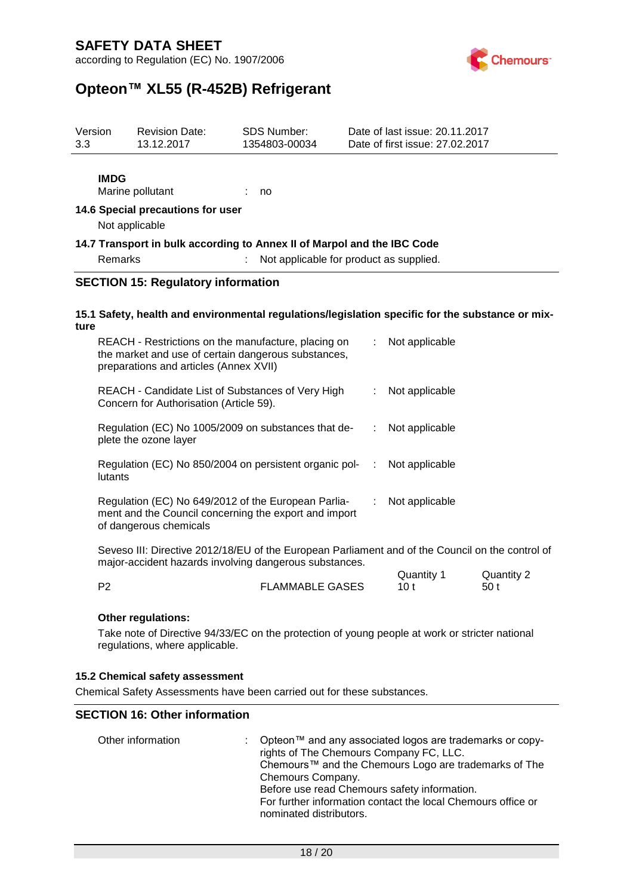**IMDG**

Marine pollutant : no

### 14.6 Special precautions for user

Not applicable

### 14.7 Transport in bulk according to Annex II of Marpol and the IBC Code

Remarks : Not applicable for product as supplied.

## SECTION 15: Regulatory information

### 15.1 Safety, health and environmental regulations/legislation specific for the substance or mixture

REACH - Restrictions on the manufacture, placing on the market and use of certain dangerous substances, preparations and articles (Annex XVII) : Not applicable

REACH - Candidate List of Substances of Very High Concern for Authorisation (Article 59). : Not applicable

Regulation (EC) No 1005/2009 on substances that deplete the ozone layer : Not applicable

Regulation (EC) No 850/2004 on persistent organic pollutants : Not applicable

Regulation (EC) No 649/2012 of the European Parliament and the Council concerning the export and import of dangerous chemicals : Not applicable

Seveso III: Directive 2012/18/EU of the European Parliament and of the Council on the control of major-accident hazards involving dangerous substances.

| | | Quantity 1 | Quantity 2 |
|---|---|---|---|
| P2 | FLAMMABLE GASES | 10 t | 50 t |

**Other regulations:**

Take note of Directive 94/33/EC on the protection of young people at work or stricter national regulations, where applicable.

### 15.2 Chemical safety assessment

Chemical Safety Assessments have been carried out for these substances.

## SECTION 16: Other information

Other information : Opteon™ and any associated logos are trademarks or copyrights of The Chemours Company FC, LLC.
Chemours™ and the Chemours Logo are trademarks of The Chemours Company.
Before use read Chemours safety information.
For further information contact the local Chemours office or nominated distributors.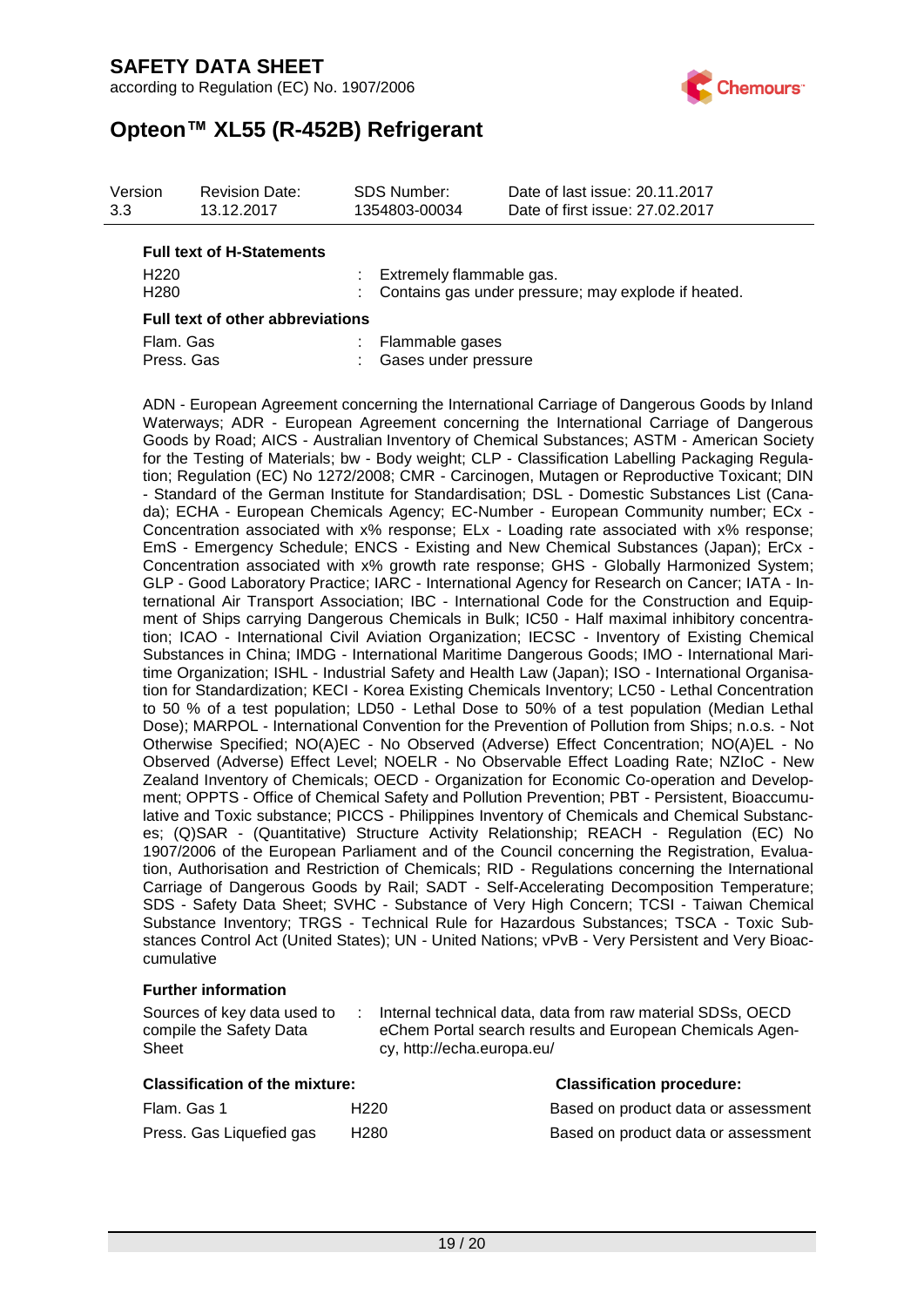**Full text of H-Statements**

| | |
|---|---|
| H220 | : Extremely flammable gas. |
| H280 | : Contains gas under pressure; may explode if heated. |

**Full text of other abbreviations**

| | |
|---|---|
| Flam. Gas | : Flammable gases |
| Press. Gas | : Gases under pressure |

ADN - European Agreement concerning the International Carriage of Dangerous Goods by Inland Waterways; ADR - European Agreement concerning the International Carriage of Dangerous Goods by Road; AICS - Australian Inventory of Chemical Substances; ASTM - American Society for the Testing of Materials; bw - Body weight; CLP - Classification Labelling Packaging Regulation; Regulation (EC) No 1272/2008; CMR - Carcinogen, Mutagen or Reproductive Toxicant; DIN - Standard of the German Institute for Standardisation; DSL - Domestic Substances List (Canada); ECHA - European Chemicals Agency; EC-Number - European Community number; ECx - Concentration associated with x% response; ELx - Loading rate associated with x% response; EmS - Emergency Schedule; ENCS - Existing and New Chemical Substances (Japan); ErCx - Concentration associated with x% growth rate response; GHS - Globally Harmonized System; GLP - Good Laboratory Practice; IARC - International Agency for Research on Cancer; IATA - International Air Transport Association; IBC - International Code for the Construction and Equipment of Ships carrying Dangerous Chemicals in Bulk; IC50 - Half maximal inhibitory concentration; ICAO - International Civil Aviation Organization; IECSC - Inventory of Existing Chemical Substances in China; IMDG - International Maritime Dangerous Goods; IMO - International Maritime Organization; ISHL - Industrial Safety and Health Law (Japan); ISO - International Organisation for Standardization; KECI - Korea Existing Chemicals Inventory; LC50 - Lethal Concentration to 50 % of a test population; LD50 - Lethal Dose to 50% of a test population (Median Lethal Dose); MARPOL - International Convention for the Prevention of Pollution from Ships; n.o.s. - Not Otherwise Specified; NO(A)EC - No Observed (Adverse) Effect Concentration; NO(A)EL - No Observed (Adverse) Effect Level; NOELR - No Observable Effect Loading Rate; NZIoC - New Zealand Inventory of Chemicals; OECD - Organization for Economic Co-operation and Development; OPPTS - Office of Chemical Safety and Pollution Prevention; PBT - Persistent, Bioaccumulative and Toxic substance; PICCS - Philippines Inventory of Chemicals and Chemical Substances; (Q)SAR - (Quantitative) Structure Activity Relationship; REACH - Regulation (EC) No 1907/2006 of the European Parliament and of the Council concerning the Registration, Evaluation, Authorisation and Restriction of Chemicals; RID - Regulations concerning the International Carriage of Dangerous Goods by Rail; SADT - Self-Accelerating Decomposition Temperature; SDS - Safety Data Sheet; SVHC - Substance of Very High Concern; TCSI - Taiwan Chemical Substance Inventory; TRGS - Technical Rule for Hazardous Substances; TSCA - Toxic Substances Control Act (United States); UN - United Nations; vPvB - Very Persistent and Very Bioaccumulative

**Further information**

| | |
|---|---|
| Sources of key data used to compile the Safety Data Sheet | : Internal technical data, data from raw material SDSs, OECD eChem Portal search results and European Chemicals Agency, http://echa.europa.eu/ |

| Classification of the mixture: | | Classification procedure: |
|---|---|---|
| Flam. Gas 1 | H220 | Based on product data or assessment |
| Press. Gas Liquefied gas | H280 | Based on product data or assessment |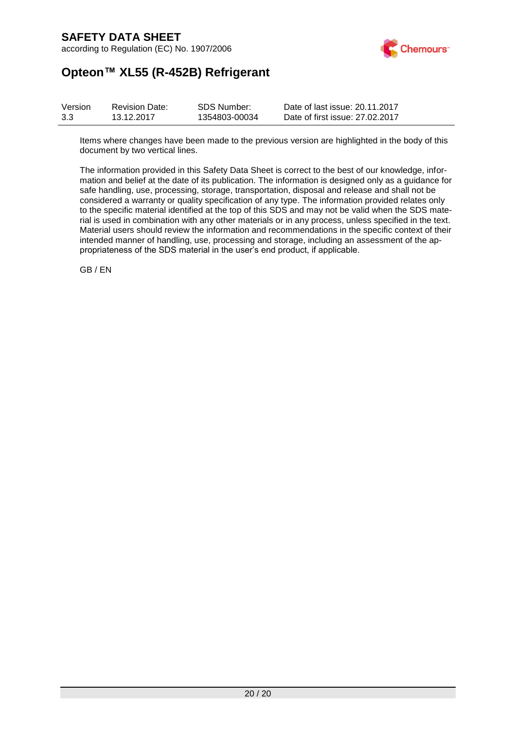Items where changes have been made to the previous version are highlighted in the body of this document by two vertical lines.

The information provided in this Safety Data Sheet is correct to the best of our knowledge, information and belief at the date of its publication. The information is designed only as a guidance for safe handling, use, processing, storage, transportation, disposal and release and shall not be considered a warranty or quality specification of any type. The information provided relates only to the specific material identified at the top of this SDS and may not be valid when the SDS material is used in combination with any other materials or in any process, unless specified in the text. Material users should review the information and recommendations in the specific context of their intended manner of handling, use, processing and storage, including an assessment of the appropriateness of the SDS material in the user's end product, if applicable.

GB / EN